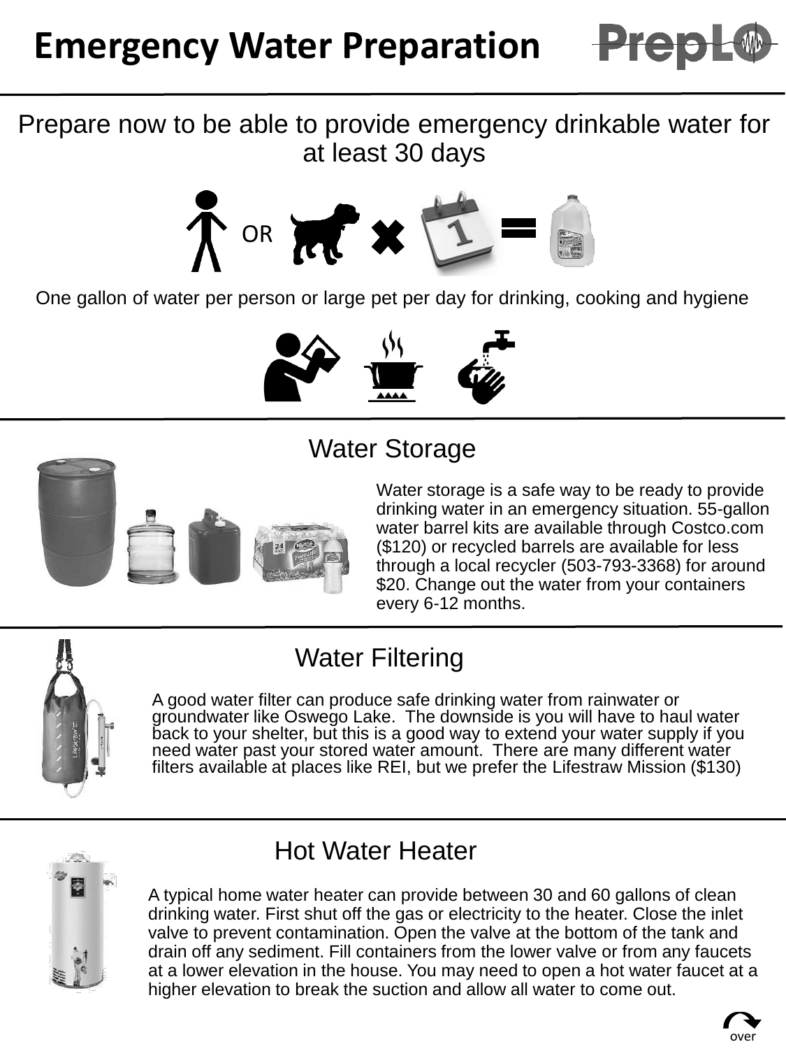# Emergency Water Preparation

PrepLO

## Prepare now to be able to provide emergency drinkable water for at least 30 days

OR

One gallon of water per person or large pet per day for drinking, cooking and hygiene

## Water Storage

Water storage is a safe way to be ready to provide drinking water in an emergency situation. 55-gallon water barrel kits are available through Costco.com ($120) or recycled barrels are available for less through a local recycler (503-793-3368) for around $20. Change out the water from your containers every 6-12 months.

## Water Filtering

A good water filter can produce safe drinking water from rainwater or groundwater like Oswego Lake. The downside is you will have to haul water back to your shelter, but this is a good way to extend your water supply if you need water past your stored water amount. There are many different water filters available at places like REI, but we prefer the Lifestraw Mission ($130)

## Hot Water Heater

A typical home water heater can provide between 30 and 60 gallons of clean drinking water. First shut off the gas or electricity to the heater. Close the inlet valve to prevent contamination. Open the valve at the bottom of the tank and drain off any sediment. Fill containers from the lower valve or from any faucets at a lower elevation in the house. You may need to open a hot water faucet at a higher elevation to break the suction and allow all water to come out.

over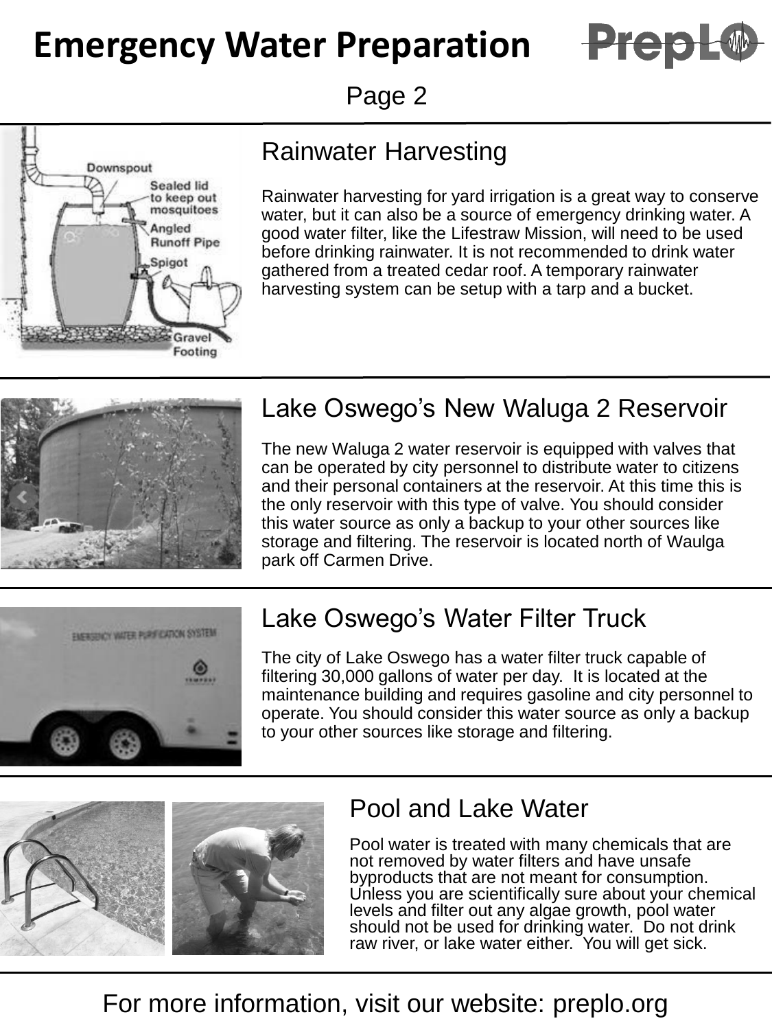# Emergency Water Preparation

Page 2

## Rainwater Harvesting

Downspout

Sealed lid to keep out mosquitoes

Angled Runoff Pipe

Spigot

Gravel Footing

Rainwater harvesting for yard irrigation is a great way to conserve water, but it can also be a source of emergency drinking water. A good water filter, like the Lifestraw Mission, will need to be used before drinking rainwater. It is not recommended to drink water gathered from a treated cedar roof. A temporary rainwater harvesting system can be setup with a tarp and a bucket.

## Lake Oswego's New Waluga 2 Reservoir

The new Waluga 2 water reservoir is equipped with valves that can be operated by city personnel to distribute water to citizens and their personal containers at the reservoir. At this time this is the only reservoir with this type of valve. You should consider this water source as only a backup to your other sources like storage and filtering. The reservoir is located north of Waulga park off Carmen Drive.

## Lake Oswego's Water Filter Truck

The city of Lake Oswego has a water filter truck capable of filtering 30,000 gallons of water per day. It is located at the maintenance building and requires gasoline and city personnel to operate. You should consider this water source as only a backup to your other sources like storage and filtering.

## Pool and Lake Water

Pool water is treated with many chemicals that are not removed by water filters and have unsafe byproducts that are not meant for consumption. Unless you are scientifically sure about your chemical levels and filter out any algae growth, pool water should not be used for drinking water. Do not drink raw river, or lake water either. You will get sick.

For more information, visit our website: preplo.org